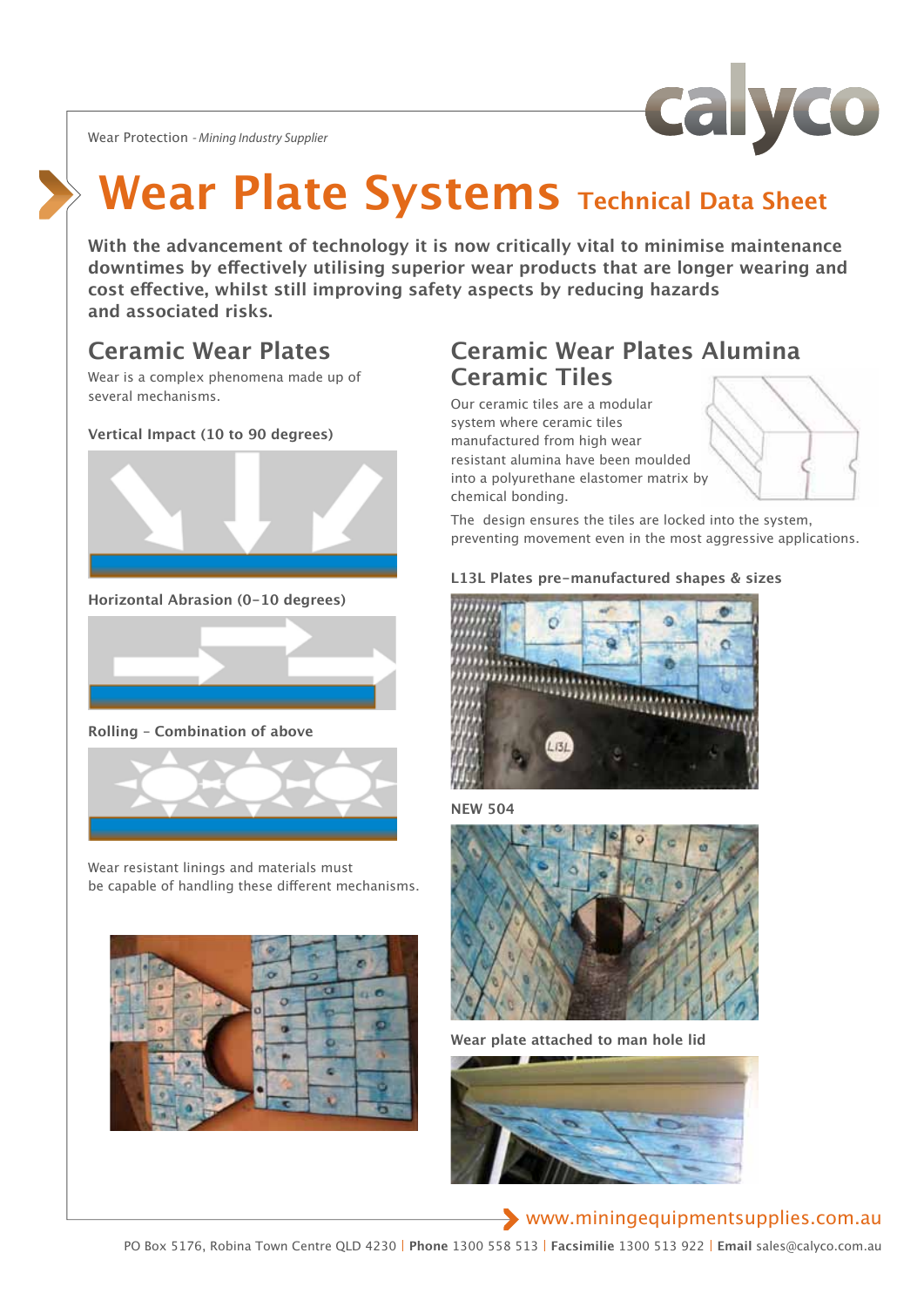Wear Protection - *Mining Industry Supplier*

# Wear Plate Systems Technical Data Sheet

**With the advancement of technology it is now critically vital to minimise maintenance downtimes by effectively utilising superior wear products that are longer wearing and cost effective, whilst still improving safety aspects by reducing hazards and associated risks.**

## Ceramic Wear Plates

Wear is a complex phenomena made up of several mechanisms.

**Vertical Impact (10 to 90 degrees)**

**Horizontal Abrasion (0-10 degrees)**

**Rolling - Combination of above**

Wear resistant linings and materials must be capable of handling these different mechanisms.

## Ceramic Wear Plates Alumina Ceramic Tiles

Our ceramic tiles are a modular system where ceramic tiles manufactured from high wear resistant alumina have been moulded into a polyurethane elastomer matrix by chemical bonding.

The design ensures the tiles are locked into the system, preventing movement even in the most aggressive applications.

**L13L Plates pre-manufactured shapes & sizes**

**NEW 504**

**Wear plate attached to man hole lid**

www.miningequipmentsupplies.com.au

PO Box 5176, Robina Town Centre QLD 4230 | **Phone** 1300 558 513 | **Facsimilie** 1300 513 922 | **Email** sales@calyco.com.au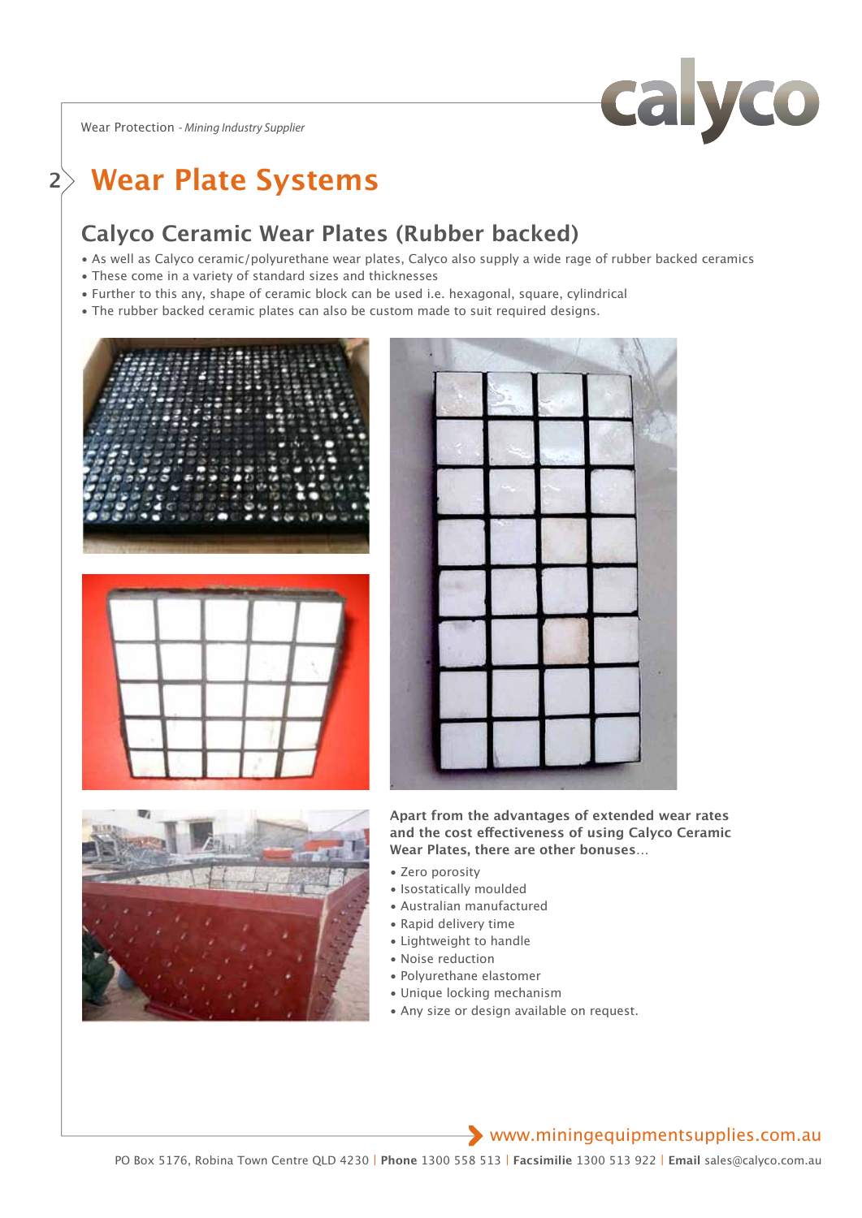# Wear Plate Systems

## Calyco Ceramic Wear Plates (Rubber backed)

- As well as Calyco ceramic/polyurethane wear plates, Calyco also supply a wide rage of rubber backed ceramics
- These come in a variety of standard sizes and thicknesses
- Further to this any, shape of ceramic block can be used i.e. hexagonal, square, cylindrical
- The rubber backed ceramic plates can also be custom made to suit required designs.

**Apart from the advantages of extended wear rates and the cost effectiveness of using Calyco Ceramic Wear Plates, there are other bonuses**...

- Zero porosity
- Isostatically moulded
- Australian manufactured
- Rapid delivery time
- Lightweight to handle
- Noise reduction
- Polyurethane elastomer
- Unique locking mechanism
- Any size or design available on request.

www.miningequipmentsupplies.com.au

PO Box 5176, Robina Town Centre QLD 4230 | **Phone** 1300 558 513 | **Facsimilie** 1300 513 922 | **Email** sales@calyco.com.au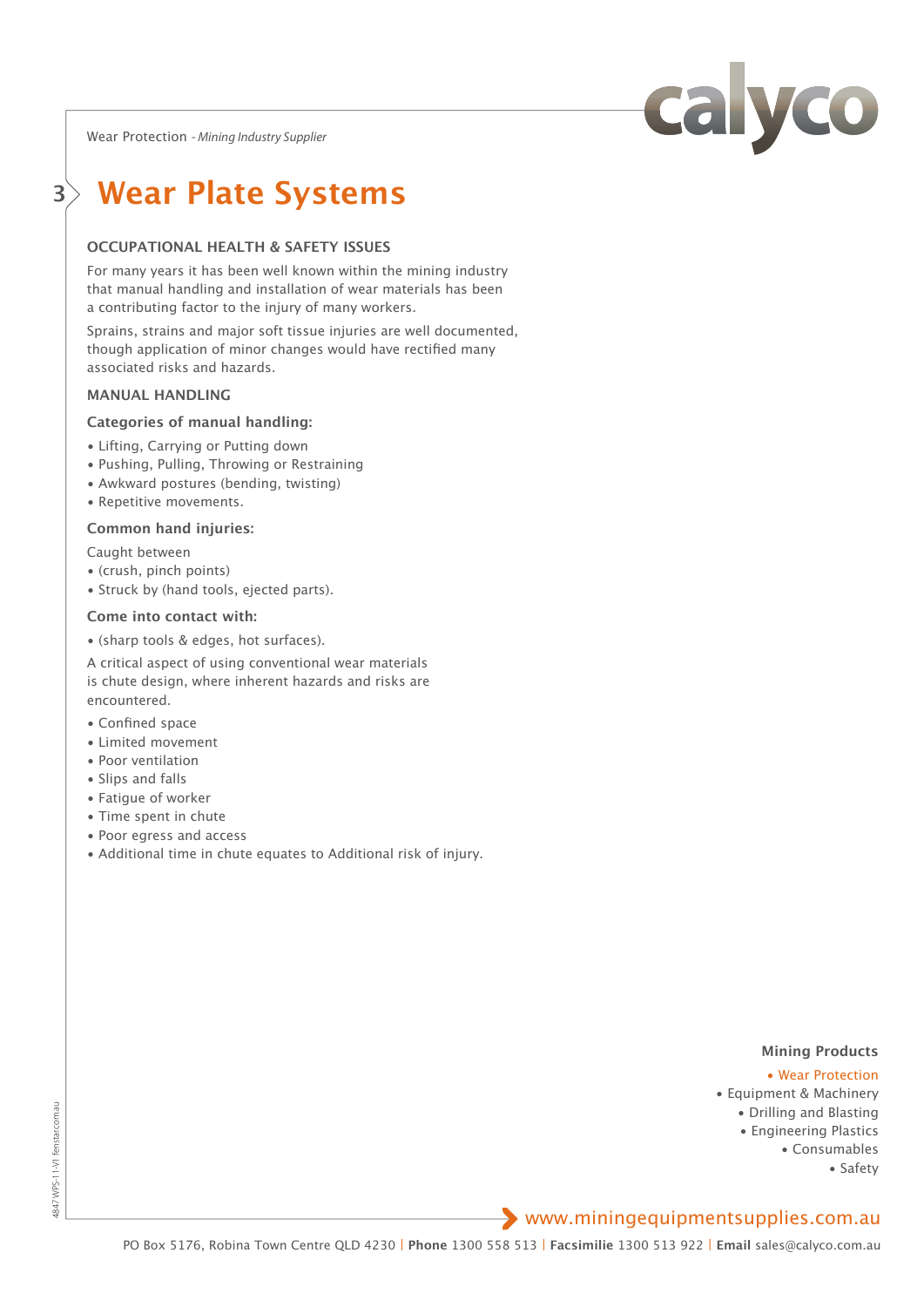# Wear Plate Systems

## OCCUPATIONAL HEALTH & SAFETY ISSUES

For many years it has been well known within the mining industry that manual handling and installation of wear materials has been a contributing factor to the injury of many workers.

Sprains, strains and major soft tissue injuries are well documented, though application of minor changes would have rectified many associated risks and hazards.

## MANUAL HANDLING

### Categories of manual handling:

- Lifting, Carrying or Putting down
- Pushing, Pulling, Throwing or Restraining
- Awkward postures (bending, twisting)
- Repetitive movements.

### Common hand injuries:

Caught between

- (crush, pinch points)
- Struck by (hand tools, ejected parts).

### Come into contact with:

- (sharp tools & edges, hot surfaces).

A critical aspect of using conventional wear materials is chute design, where inherent hazards and risks are encountered.

- Confined space
- Limited movement
- Poor ventilation
- Slips and falls
- Fatigue of worker
- Time spent in chute
- Poor egress and access
- Additional time in chute equates to Additional risk of injury.

**Mining Products**

- Wear Protection
- Equipment & Machinery
- Drilling and Blasting
- Engineering Plastics
- Consumables
- Safety

www.miningequipmentsupplies.com.au

PO Box 5176, Robina Town Centre QLD 4230 | **Phone** 1300 558 513 | **Facsimilie** 1300 513 922 | **Email** sales@calyco.com.au